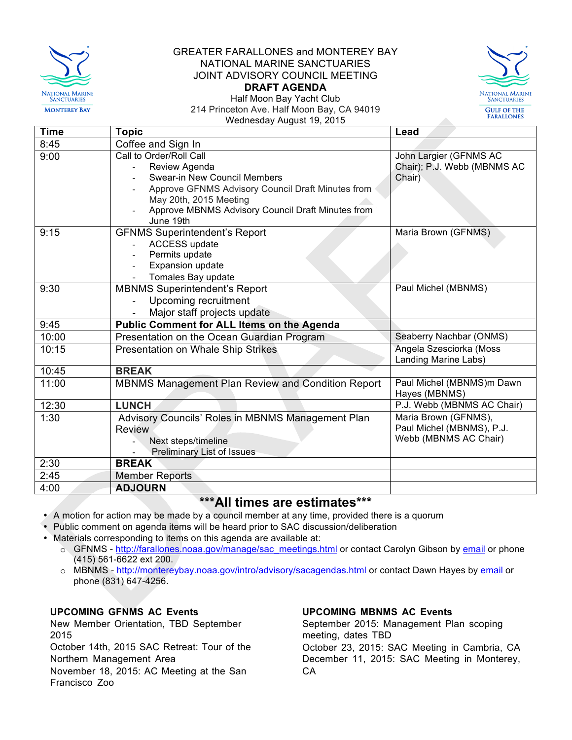GREATER FARALLONES and MONTEREY BAY
NATIONAL MARINE SANCTUARIES
JOINT ADVISORY COUNCIL MEETING

**DRAFT AGENDA**

Half Moon Bay Yacht Club
214 Princeton Ave. Half Moon Bay, CA 94019
Wednesday August 19, 2015

| Time | Topic | Lead |
|---|---|---|
| 8:45 | Coffee and Sign In | |
| 9:00 | Call to Order/Roll Call<br>- Review Agenda<br>- Swear-in New Council Members<br>- Approve GFNMS Advisory Council Draft Minutes from May 20th, 2015 Meeting<br>- Approve MBNMS Advisory Council Draft Minutes from June 19th | John Largier (GFNMS AC Chair); P.J. Webb (MBNMS AC Chair) |
| 9:15 | GFNMS Superintendent's Report<br>- ACCESS update<br>- Permits update<br>- Expansion update<br>- Tomales Bay update | Maria Brown (GFNMS) |
| 9:30 | MBNMS Superintendent's Report<br>- Upcoming recruitment<br>- Major staff projects update | Paul Michel (MBNMS) |
| 9:45 | **Public Comment for ALL Items on the Agenda** | |
| 10:00 | Presentation on the Ocean Guardian Program | Seaberry Nachbar (ONMS) |
| 10:15 | Presentation on Whale Ship Strikes | Angela Szesciorka (Moss Landing Marine Labs) |
| 10:45 | **BREAK** | |
| 11:00 | MBNMS Management Plan Review and Condition Report | Paul Michel (MBNMS)m Dawn Hayes (MBNMS) |
| 12:30 | **LUNCH** | P.J. Webb (MBNMS AC Chair) |
| 1:30 | Advisory Councils' Roles in MBNMS Management Plan Review<br>- Next steps/timeline<br>- Preliminary List of Issues | Maria Brown (GFNMS), Paul Michel (MBNMS), P.J. Webb (MBNMS AC Chair) |
| 2:30 | **BREAK** | |
| 2:45 | Member Reports | |
| 4:00 | **ADJOURN** | |

**\*\*\*All times are estimates\*\*\***

- A motion for action may be made by a council member at any time, provided there is a quorum
- Public comment on agenda items will be heard prior to SAC discussion/deliberation
- Materials corresponding to items on this agenda are available at:
  - GFNMS - http://farallones.noaa.gov/manage/sac_meetings.html or contact Carolyn Gibson by email or phone (415) 561-6622 ext 200.
  - MBNMS - http://montereybay.noaa.gov/intro/advisory/sacagendas.html or contact Dawn Hayes by email or phone (831) 647-4256.

**UPCOMING GFNMS AC Events**

New Member Orientation, TBD September 2015
October 14th, 2015 SAC Retreat: Tour of the Northern Management Area
November 18, 2015: AC Meeting at the San Francisco Zoo

**UPCOMING MBNMS AC Events**

September 2015: Management Plan scoping meeting, dates TBD
October 23, 2015: SAC Meeting in Cambria, CA
December 11, 2015: SAC Meeting in Monterey, CA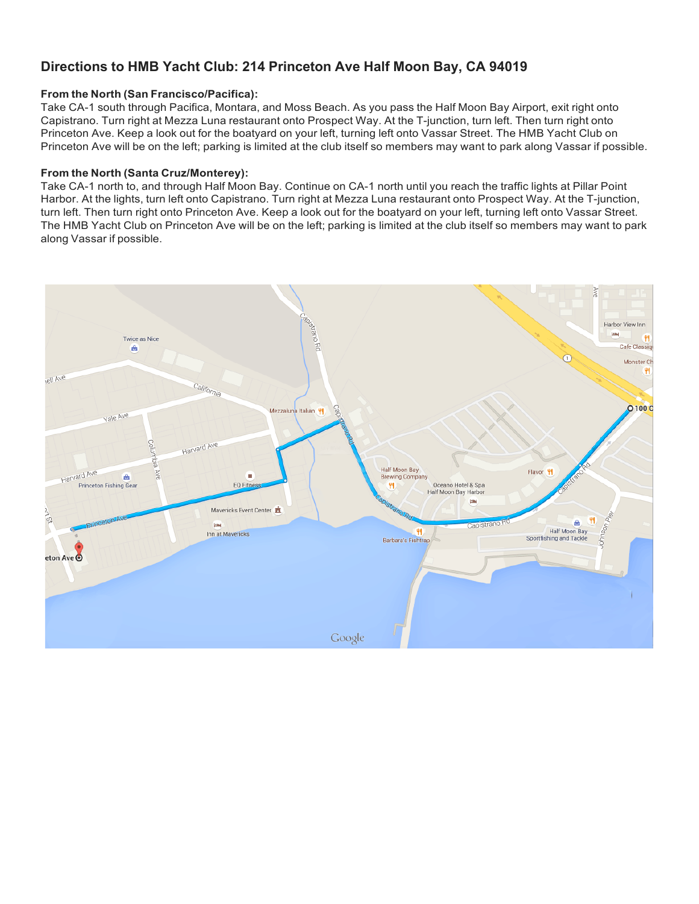## Directions to HMB Yacht Club: 214 Princeton Ave Half Moon Bay, CA 94019

**From the North (San Francisco/Pacifica):**

Take CA-1 south through Pacifica, Montara, and Moss Beach. As you pass the Half Moon Bay Airport, exit right onto Capistrano. Turn right at Mezza Luna restaurant onto Prospect Way. At the T-junction, turn left. Then turn right onto Princeton Ave. Keep a look out for the boatyard on your left, turning left onto Vassar Street. The HMB Yacht Club on Princeton Ave will be on the left; parking is limited at the club itself so members may want to park along Vassar if possible.

**From the North (Santa Cruz/Monterey):**

Take CA-1 north to, and through Half Moon Bay. Continue on CA-1 north until you reach the traffic lights at Pillar Point Harbor. At the lights, turn left onto Capistrano. Turn right at Mezza Luna restaurant onto Prospect Way. At the T-junction, turn left. Then turn right onto Princeton Ave. Keep a look out for the boatyard on your left, turning left onto Vassar Street. The HMB Yacht Club on Princeton Ave will be on the left; parking is limited at the club itself so members may want to park along Vassar if possible.

Twice as Nice
California
Yale Ave
Harvard Ave
Columbia Ave
Princeton Fishing Gear
EQ Fitness
Mezzaluna Italian
Capistrano Rd
Mavericks Event Center
Inn at Mavericks
Princeton Ave
Half Moon Bay Brewing Company
Oceano Hotel & Spa Half Moon Bay Harbor
Barbara's Fishtrap
Flavor
Half Moon Bay Sportfishing and Tackle
Johnson Pier
Harbor View Inn
Cafe Classiq
Monster Ch
100 C
Google